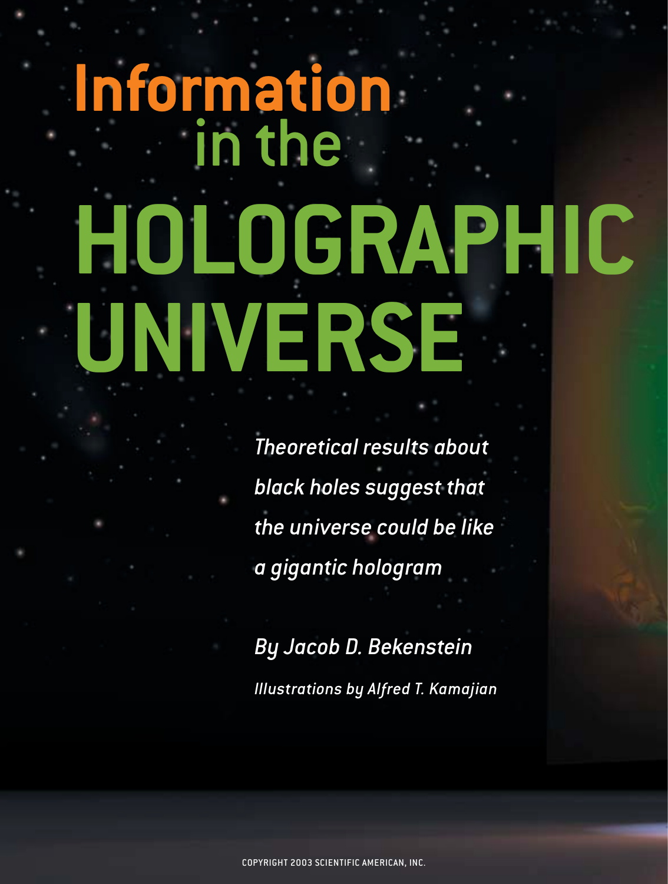# Information in the HOLOGRAPHIC UNIVERSE

*Theoretical results about black holes suggest that the universe could be like a gigantic hologram*

*By Jacob D. Bekenstein*

*Illustrations by Alfred T. Kamajian*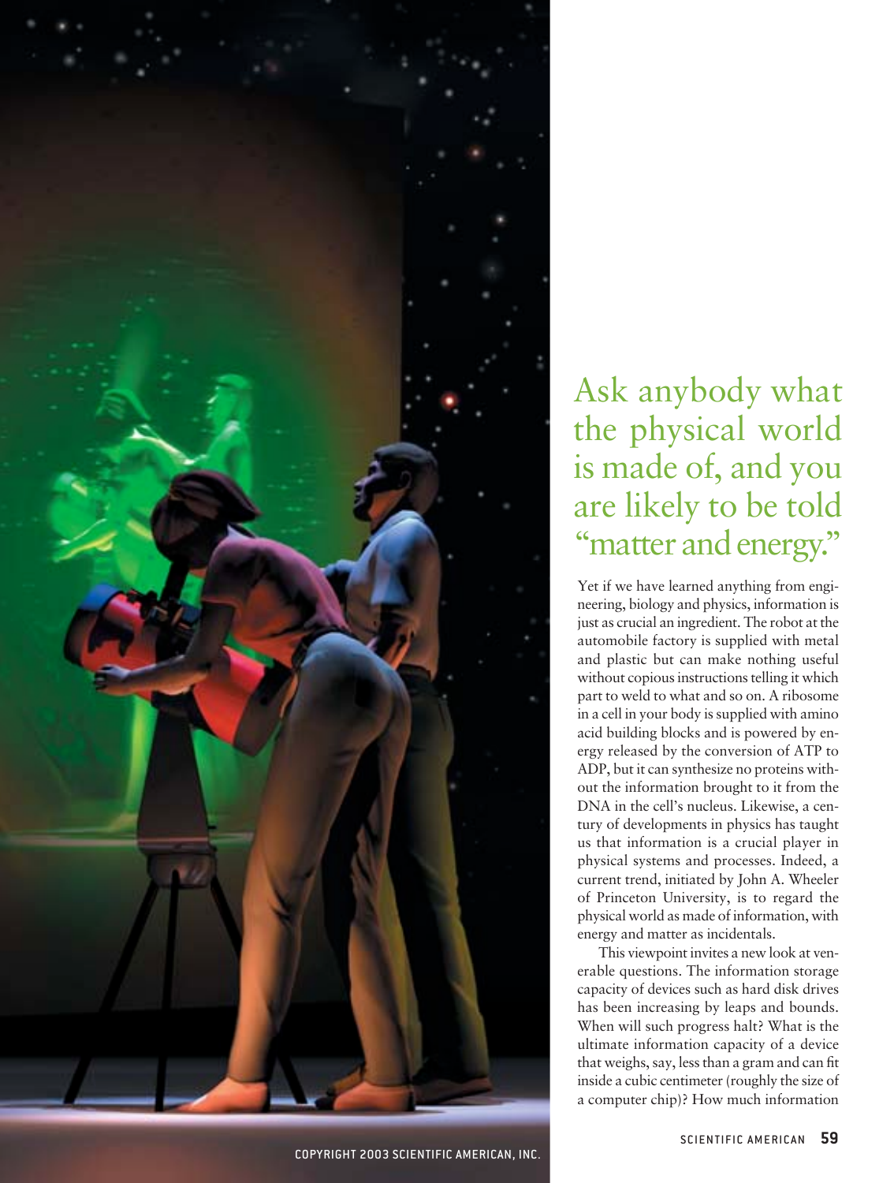# Ask anybody what the physical world is made of, and you are likely to be told "matter and energy."

Yet if we have learned anything from engineering, biology and physics, information is just as crucial an ingredient. The robot at the automobile factory is supplied with metal and plastic but can make nothing useful without copious instructions telling it which part to weld to what and so on. A ribosome in a cell in your body is supplied with amino acid building blocks and is powered by energy released by the conversion of ATP to ADP, but it can synthesize no proteins without the information brought to it from the DNA in the cell's nucleus. Likewise, a century of developments in physics has taught us that information is a crucial player in physical systems and processes. Indeed, a current trend, initiated by John A. Wheeler of Princeton University, is to regard the physical world as made of information, with energy and matter as incidentals.

This viewpoint invites a new look at venerable questions. The information storage capacity of devices such as hard disk drives has been increasing by leaps and bounds. When will such progress halt? What is the ultimate information capacity of a device that weighs, say, less than a gram and can fit inside a cubic centimeter (roughly the size of a computer chip)? How much information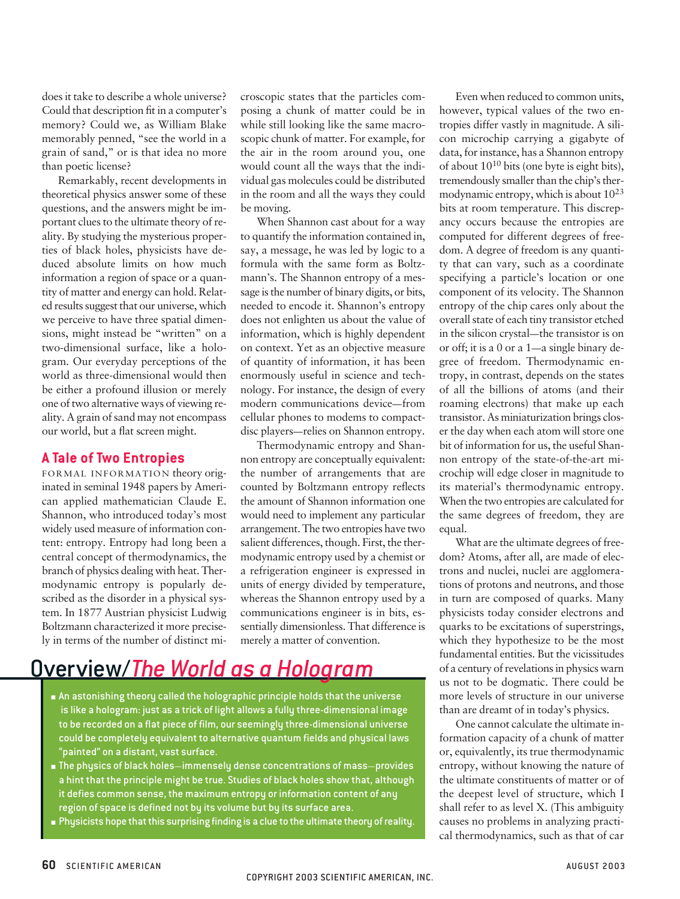does it take to describe a whole universe? Could that description fit in a computer's memory? Could we, as William Blake memorably penned, "see the world in a grain of sand," or is that idea no more than poetic license?

Remarkably, recent developments in theoretical physics answer some of these questions, and the answers might be important clues to the ultimate theory of reality. By studying the mysterious properties of black holes, physicists have deduced absolute limits on how much information a region of space or a quantity of matter and energy can hold. Related results suggest that our universe, which we perceive to have three spatial dimensions, might instead be "written" on a two-dimensional surface, like a hologram. Our everyday perceptions of the world as three-dimensional would then be either a profound illusion or merely one of two alternative ways of viewing reality. A grain of sand may not encompass our world, but a flat screen might.

## A Tale of Two Entropies

FORMAL INFORMATION theory originated in seminal 1948 papers by American applied mathematician Claude E. Shannon, who introduced today's most widely used measure of information content: entropy. Entropy had long been a central concept of thermodynamics, the branch of physics dealing with heat. Thermodynamic entropy is popularly described as the disorder in a physical system. In 1877 Austrian physicist Ludwig Boltzmann characterized it more precisely in terms of the number of distinct microscopic states that the particles composing a chunk of matter could be in while still looking like the same macroscopic chunk of matter. For example, for the air in the room around you, one would count all the ways that the individual gas molecules could be distributed in the room and all the ways they could be moving.

When Shannon cast about for a way to quantify the information contained in, say, a message, he was led by logic to a formula with the same form as Boltzmann's. The Shannon entropy of a message is the number of binary digits, or bits, needed to encode it. Shannon's entropy does not enlighten us about the value of information, which is highly dependent on context. Yet as an objective measure of quantity of information, it has been enormously useful in science and technology. For instance, the design of every modern communications device—from cellular phones to modems to compact-disc players—relies on Shannon entropy.

Thermodynamic entropy and Shannon entropy are conceptually equivalent: the number of arrangements that are counted by Boltzmann entropy reflects the amount of Shannon information one would need to implement any particular arrangement. The two entropies have two salient differences, though. First, the thermodynamic entropy used by a chemist or a refrigeration engineer is expressed in units of energy divided by temperature, whereas the Shannon entropy used by a communications engineer is in bits, essentially dimensionless. That difference is merely a matter of convention.

Even when reduced to common units, however, typical values of the two entropies differ vastly in magnitude. A silicon microchip carrying a gigabyte of data, for instance, has a Shannon entropy of about $10^{10}$ bits (one byte is eight bits), tremendously smaller than the chip's thermodynamic entropy, which is about $10^{23}$ bits at room temperature. This discrepancy occurs because the entropies are computed for different degrees of freedom. A degree of freedom is any quantity that can vary, such as a coordinate specifying a particle's location or one component of its velocity. The Shannon entropy of the chip cares only about the overall state of each tiny transistor etched in the silicon crystal—the transistor is on or off; it is a 0 or a 1—a single binary degree of freedom. Thermodynamic entropy, in contrast, depends on the states of all the billions of atoms (and their roaming electrons) that make up each transistor. As miniaturization brings closer the day when each atom will store one bit of information for us, the useful Shannon entropy of the state-of-the-art microchip will edge closer in magnitude to its material's thermodynamic entropy. When the two entropies are calculated for the same degrees of freedom, they are equal.

What are the ultimate degrees of freedom? Atoms, after all, are made of electrons and nuclei, nuclei are agglomerations of protons and neutrons, and those in turn are composed of quarks. Many physicists today consider electrons and quarks to be excitations of superstrings, which they hypothesize to be the most fundamental entities. But the vicissitudes of a century of revelations in physics warn us not to be dogmatic. There could be more levels of structure in our universe than are dreamt of in today's physics.

One cannot calculate the ultimate information capacity of a chunk of matter or, equivalently, its true thermodynamic entropy, without knowing the nature of the ultimate constituents of matter or of the deepest level of structure, which I shall refer to as level X. (This ambiguity causes no problems in analyzing practical thermodynamics, such as that of car

## Overview/*The World as a Hologram*

- An astonishing theory called the holographic principle holds that the universe is like a hologram: just as a trick of light allows a fully three-dimensional image to be recorded on a flat piece of film, our seemingly three-dimensional universe could be completely equivalent to alternative quantum fields and physical laws "painted" on a distant, vast surface.
- The physics of black holes—immensely dense concentrations of mass—provides a hint that the principle might be true. Studies of black holes show that, although it defies common sense, the maximum entropy or information content of any region of space is defined not by its volume but by its surface area.
- Physicists hope that this surprising finding is a clue to the ultimate theory of reality.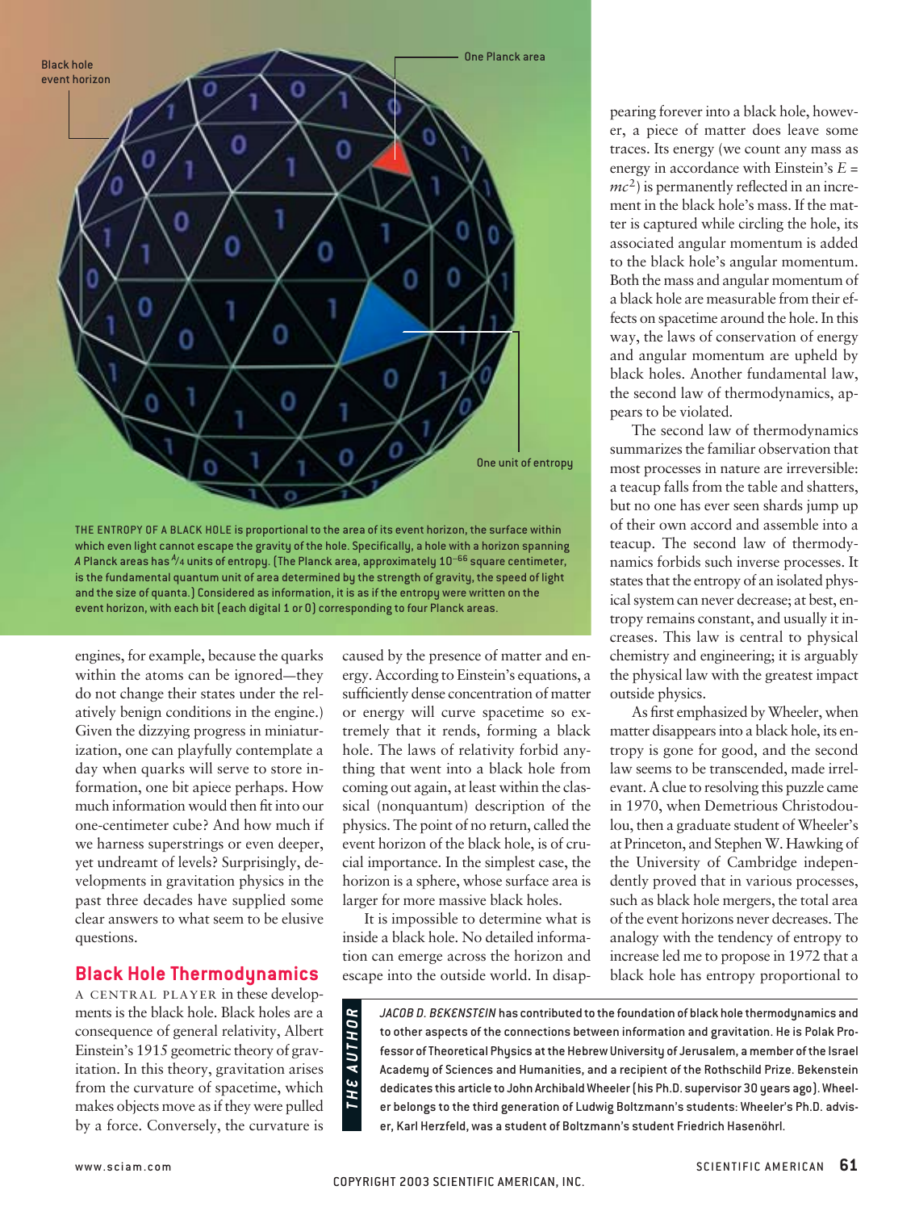Black hole event horizon

One Planck area

One unit of entropy

THE ENTROPY OF A BLACK HOLE is proportional to the area of its event horizon, the surface within which even light cannot escape the gravity of the hole. Specifically, a hole with a horizon spanning $A$ Planck areas has $A/4$ units of entropy. (The Planck area, approximately $10^{-66}$ square centimeter, is the fundamental quantum unit of area determined by the strength of gravity, the speed of light and the size of quanta.) Considered as information, it is as if the entropy were written on the event horizon, with each bit (each digital 1 or 0) corresponding to four Planck areas.

engines, for example, because the quarks within the atoms can be ignored—they do not change their states under the relatively benign conditions in the engine.) Given the dizzying progress in miniaturization, one can playfully contemplate a day when quarks will serve to store information, one bit apiece perhaps. How much information would then fit into our one-centimeter cube? And how much if we harness superstrings or even deeper, yet undreamt of levels? Surprisingly, developments in gravitation physics in the past three decades have supplied some clear answers to what seem to be elusive questions.

## Black Hole Thermodynamics

A CENTRAL PLAYER in these developments is the black hole. Black holes are a consequence of general relativity, Albert Einstein's 1915 geometric theory of gravitation. In this theory, gravitation arises from the curvature of spacetime, which makes objects move as if they were pulled by a force. Conversely, the curvature is caused by the presence of matter and energy. According to Einstein's equations, a sufficiently dense concentration of matter or energy will curve spacetime so extremely that it rends, forming a black hole. The laws of relativity forbid anything that went into a black hole from coming out again, at least within the classical (nonquantum) description of the physics. The point of no return, called the event horizon of the black hole, is of crucial importance. In the simplest case, the horizon is a sphere, whose surface area is larger for more massive black holes.

It is impossible to determine what is inside a black hole. No detailed information can emerge across the horizon and escape into the outside world. In disappearing forever into a black hole, however, a piece of matter does leave some traces. Its energy (we count any mass as energy in accordance with Einstein's $E = mc^2$) is permanently reflected in an increment in the black hole's mass. If the matter is captured while circling the hole, its associated angular momentum is added to the black hole's angular momentum. Both the mass and angular momentum of a black hole are measurable from their effects on spacetime around the hole. In this way, the laws of conservation of energy and angular momentum are upheld by black holes. Another fundamental law, the second law of thermodynamics, appears to be violated.

The second law of thermodynamics summarizes the familiar observation that most processes in nature are irreversible: a teacup falls from the table and shatters, but no one has ever seen shards jump up of their own accord and assemble into a teacup. The second law of thermodynamics forbids such inverse processes. It states that the entropy of an isolated physical system can never decrease; at best, entropy remains constant, and usually it increases. This law is central to physical chemistry and engineering; it is arguably the physical law with the greatest impact outside physics.

As first emphasized by Wheeler, when matter disappears into a black hole, its entropy is gone for good, and the second law seems to be transcended, made irrelevant. A clue to resolving this puzzle came in 1970, when Demetrious Christodoulou, then a graduate student of Wheeler's at Princeton, and Stephen W. Hawking of the University of Cambridge independently proved that in various processes, such as black hole mergers, the total area of the event horizons never decreases. The analogy with the tendency of entropy to increase led me to propose in 1972 that a black hole has entropy proportional to

**THE AUTHOR**

*JACOB D. BEKENSTEIN* has contributed to the foundation of black hole thermodynamics and to other aspects of the connections between information and gravitation. He is Polak Professor of Theoretical Physics at the Hebrew University of Jerusalem, a member of the Israel Academy of Sciences and Humanities, and a recipient of the Rothschild Prize. Bekenstein dedicates this article to John Archibald Wheeler (his Ph.D. supervisor 30 years ago). Wheeler belongs to the third generation of Ludwig Boltzmann's students: Wheeler's Ph.D. adviser, Karl Herzfeld, was a student of Boltzmann's student Friedrich Hasenöhrl.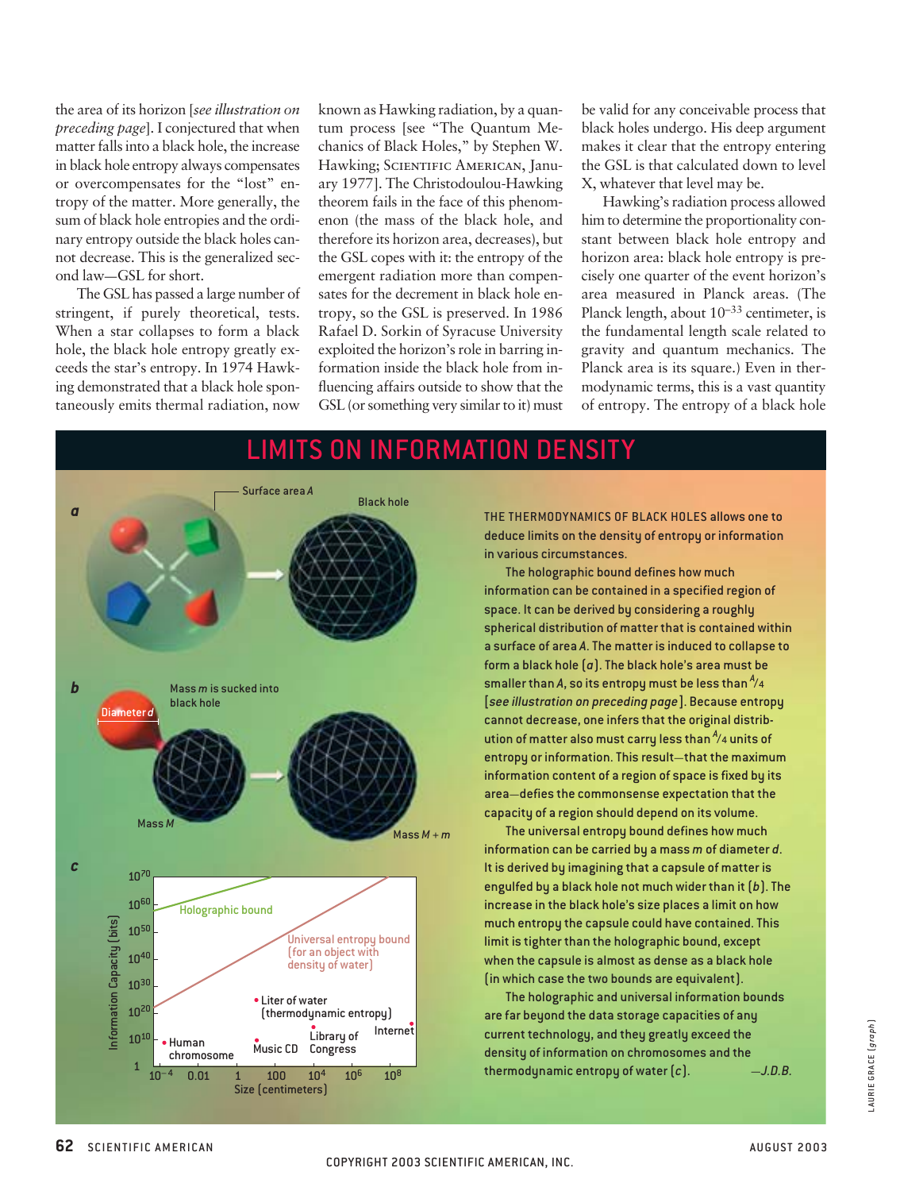the area of its horizon [*see illustration on preceding page*]. I conjectured that when matter falls into a black hole, the increase in black hole entropy always compensates or overcompensates for the "lost" entropy of the matter. More generally, the sum of black hole entropies and the ordinary entropy outside the black holes cannot decrease. This is the generalized second law—GSL for short.

The GSL has passed a large number of stringent, if purely theoretical, tests. When a star collapses to form a black hole, the black hole entropy greatly exceeds the star's entropy. In 1974 Hawking demonstrated that a black hole spontaneously emits thermal radiation, now known as Hawking radiation, by a quantum process [see "The Quantum Mechanics of Black Holes," by Stephen W. Hawking; SCIENTIFIC AMERICAN, January 1977]. The Christodoulou-Hawking theorem fails in the face of this phenomenon (the mass of the black hole, and therefore its horizon area, decreases), but the GSL copes with it: the entropy of the emergent radiation more than compensates for the decrement in black hole entropy, so the GSL is preserved. In 1986 Rafael D. Sorkin of Syracuse University exploited the horizon's role in barring information inside the black hole from influencing affairs outside to show that the GSL (or something very similar to it) must be valid for any conceivable process that black holes undergo. His deep argument makes it clear that the entropy entering the GSL is that calculated down to level X, whatever that level may be.

Hawking's radiation process allowed him to determine the proportionality constant between black hole entropy and horizon area: black hole entropy is precisely one quarter of the event horizon's area measured in Planck areas. (The Planck length, about $10^{-33}$ centimeter, is the fundamental length scale related to gravity and quantum mechanics. The Planck area is its square.) Even in thermodynamic terms, this is a vast quantity of entropy. The entropy of a black hole

## LIMITS ON INFORMATION DENSITY

THE THERMODYNAMICS OF BLACK HOLES allows one to deduce limits on the density of entropy or information in various circumstances.

The holographic bound defines how much information can be contained in a specified region of space. It can be derived by considering a roughly spherical distribution of matter that is contained within a surface of area *A*. The matter is induced to collapse to form a black hole (*a*). The black hole's area must be smaller than *A*, so its entropy must be less than $A/4$ [*see illustration on preceding page*]. Because entropy cannot decrease, one infers that the original distribution of matter also must carry less than $A/4$ units of entropy or information. This result—that the maximum information content of a region of space is fixed by its area—defies the commonsense expectation that the capacity of a region should depend on its volume.

The universal entropy bound defines how much information can be carried by a mass *m* of diameter *d*. It is derived by imagining that a capsule of matter is engulfed by a black hole not much wider than it (*b*). The increase in the black hole's size places a limit on how much entropy the capsule could have contained. This limit is tighter than the holographic bound, except when the capsule is almost as dense as a black hole (in which case the two bounds are equivalent).

The holographic and universal information bounds are far beyond the data storage capacities of any current technology, and they greatly exceed the density of information on chromosomes and the thermodynamic entropy of water (*c*). —*J.D.B.*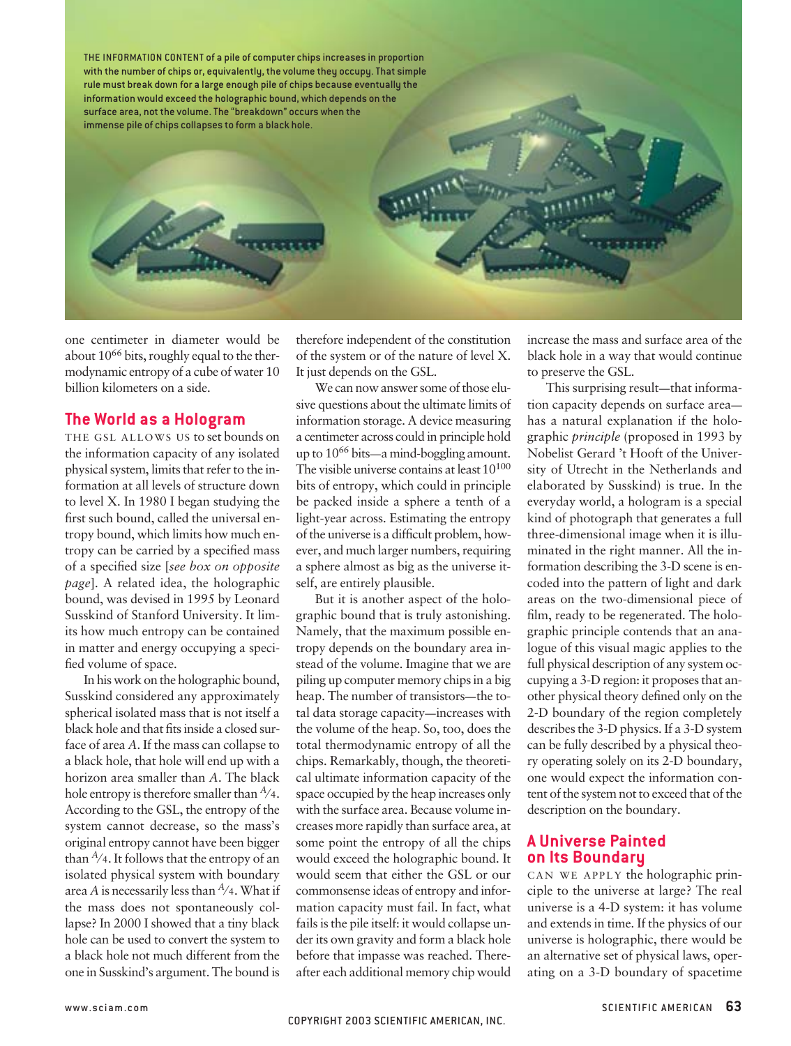THE INFORMATION CONTENT of a pile of computer chips increases in proportion with the number of chips or, equivalently, the volume they occupy. That simple rule must break down for a large enough pile of chips because eventually the information would exceed the holographic bound, which depends on the surface area, not the volume. The "breakdown" occurs when the immense pile of chips collapses to form a black hole.

one centimeter in diameter would be about $10^{66}$ bits, roughly equal to the thermodynamic entropy of a cube of water 10 billion kilometers on a side.

## The World as a Hologram

THE GSL ALLOWS US to set bounds on the information capacity of any isolated physical system, limits that refer to the information at all levels of structure down to level X. In 1980 I began studying the first such bound, called the universal entropy bound, which limits how much entropy can be carried by a specified mass of a specified size [*see box on opposite page*]. A related idea, the holographic bound, was devised in 1995 by Leonard Susskind of Stanford University. It limits how much entropy can be contained in matter and energy occupying a specified volume of space.

In his work on the holographic bound, Susskind considered any approximately spherical isolated mass that is not itself a black hole and that fits inside a closed surface of area $A$. If the mass can collapse to a black hole, that hole will end up with a horizon area smaller than $A$. The black hole entropy is therefore smaller than $A/4$. According to the GSL, the entropy of the system cannot decrease, so the mass's original entropy cannot have been bigger than $A/4$. It follows that the entropy of an isolated physical system with boundary area $A$ is necessarily less than $A/4$. What if the mass does not spontaneously collapse? In 2000 I showed that a tiny black hole can be used to convert the system to a black hole not much different from the one in Susskind's argument. The bound is therefore independent of the constitution of the system or of the nature of level X. It just depends on the GSL.

We can now answer some of those elusive questions about the ultimate limits of information storage. A device measuring a centimeter across could in principle hold up to $10^{66}$ bits—a mind-boggling amount. The visible universe contains at least $10^{100}$ bits of entropy, which could in principle be packed inside a sphere a tenth of a light-year across. Estimating the entropy of the universe is a difficult problem, however, and much larger numbers, requiring a sphere almost as big as the universe itself, are entirely plausible.

But it is another aspect of the holographic bound that is truly astonishing. Namely, that the maximum possible entropy depends on the boundary area instead of the volume. Imagine that we are piling up computer memory chips in a big heap. The number of transistors—the total data storage capacity—increases with the volume of the heap. So, too, does the total thermodynamic entropy of all the chips. Remarkably, though, the theoretical ultimate information capacity of the space occupied by the heap increases only with the surface area. Because volume increases more rapidly than surface area, at some point the entropy of all the chips would exceed the holographic bound. It would seem that either the GSL or our commonsense ideas of entropy and information capacity must fail. In fact, what fails is the pile itself: it would collapse under its own gravity and form a black hole before that impasse was reached. Thereafter each additional memory chip would increase the mass and surface area of the black hole in a way that would continue to preserve the GSL.

This surprising result—that information capacity depends on surface area—has a natural explanation if the holographic *principle* (proposed in 1993 by Nobelist Gerard 't Hooft of the University of Utrecht in the Netherlands and elaborated by Susskind) is true. In the everyday world, a hologram is a special kind of photograph that generates a full three-dimensional image when it is illuminated in the right manner. All the information describing the 3-D scene is encoded into the pattern of light and dark areas on the two-dimensional piece of film, ready to be regenerated. The holographic principle contends that an analogue of this visual magic applies to the full physical description of any system occupying a 3-D region: it proposes that another physical theory defined only on the 2-D boundary of the region completely describes the 3-D physics. If a 3-D system can be fully described by a physical theory operating solely on its 2-D boundary, one would expect the information content of the system not to exceed that of the description on the boundary.

## A Universe Painted on Its Boundary

CAN WE APPLY the holographic principle to the universe at large? The real universe is a 4-D system: it has volume and extends in time. If the physics of our universe is holographic, there would be an alternative set of physical laws, operating on a 3-D boundary of spacetime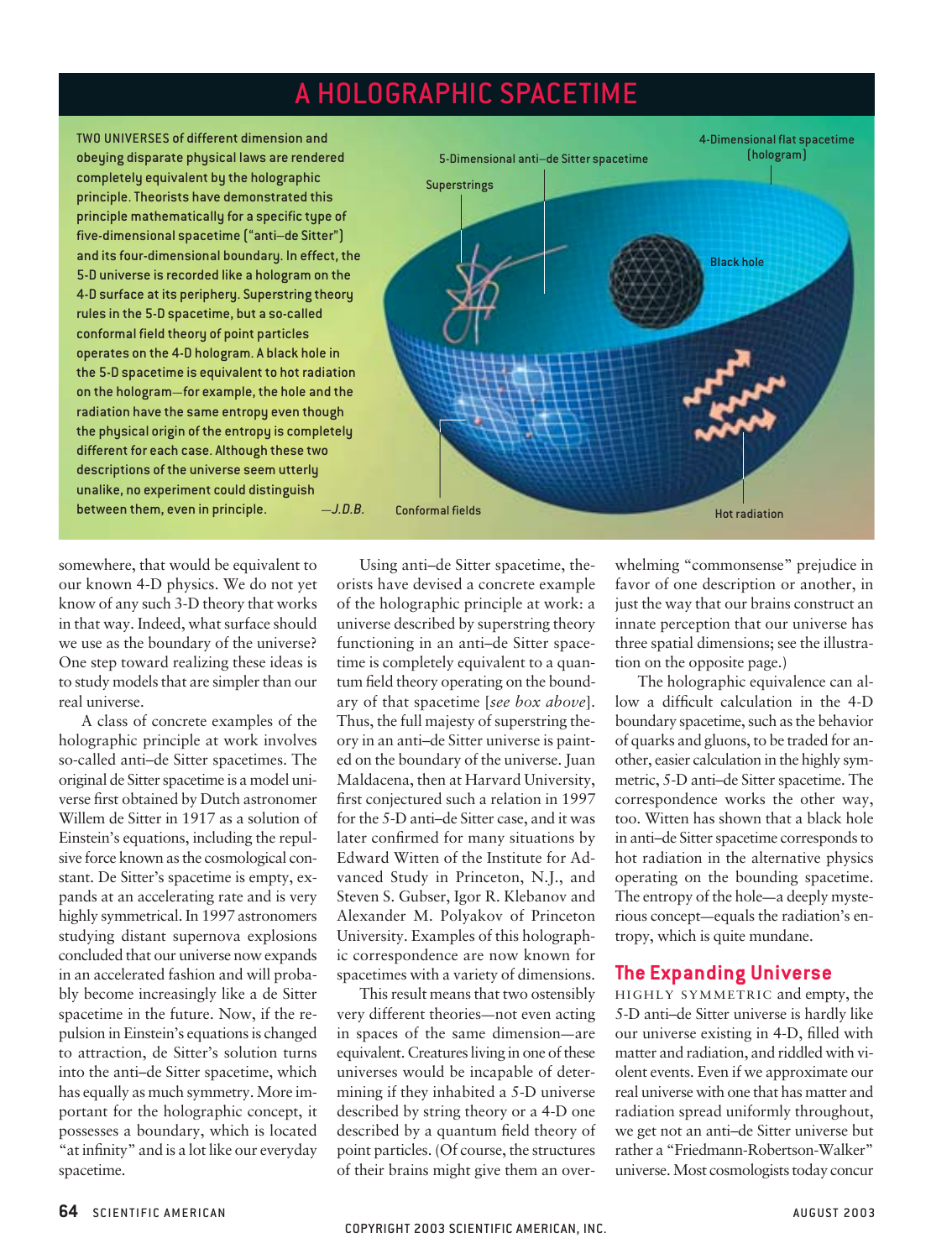## A HOLOGRAPHIC SPACETIME

TWO UNIVERSES of different dimension and obeying disparate physical laws are rendered completely equivalent by the holographic principle. Theorists have demonstrated this principle mathematically for a specific type of five-dimensional spacetime ("anti–de Sitter") and its four-dimensional boundary. In effect, the 5-D universe is recorded like a hologram on the 4-D surface at its periphery. Superstring theory rules in the 5-D spacetime, but a so-called conformal field theory of point particles operates on the 4-D hologram. A black hole in the 5-D spacetime is equivalent to hot radiation on the hologram—for example, the hole and the radiation have the same entropy even though the physical origin of the entropy is completely different for each case. Although these two descriptions of the universe seem utterly unalike, no experiment could distinguish between them, even in principle. *—J.D.B.*

5-Dimensional anti–de Sitter spacetime

4-Dimensional flat spacetime (hologram)

Superstrings

Black hole

Conformal fields

Hot radiation

somewhere, that would be equivalent to our known 4-D physics. We do not yet know of any such 3-D theory that works in that way. Indeed, what surface should we use as the boundary of the universe? One step toward realizing these ideas is to study models that are simpler than our real universe.

A class of concrete examples of the holographic principle at work involves so-called anti–de Sitter spacetimes. The original de Sitter spacetime is a model universe first obtained by Dutch astronomer Willem de Sitter in 1917 as a solution of Einstein's equations, including the repulsive force known as the cosmological constant. De Sitter's spacetime is empty, expands at an accelerating rate and is very highly symmetrical. In 1997 astronomers studying distant supernova explosions concluded that our universe now expands in an accelerated fashion and will probably become increasingly like a de Sitter spacetime in the future. Now, if the repulsion in Einstein's equations is changed to attraction, de Sitter's solution turns into the anti–de Sitter spacetime, which has equally as much symmetry. More important for the holographic concept, it possesses a boundary, which is located "at infinity" and is a lot like our everyday spacetime.

Using anti–de Sitter spacetime, theorists have devised a concrete example of the holographic principle at work: a universe described by superstring theory functioning in an anti–de Sitter spacetime is completely equivalent to a quantum field theory operating on the boundary of that spacetime [*see box above*]. Thus, the full majesty of superstring theory in an anti–de Sitter universe is painted on the boundary of the universe. Juan Maldacena, then at Harvard University, first conjectured such a relation in 1997 for the 5-D anti–de Sitter case, and it was later confirmed for many situations by Edward Witten of the Institute for Advanced Study in Princeton, N.J., and Steven S. Gubser, Igor R. Klebanov and Alexander M. Polyakov of Princeton University. Examples of this holographic correspondence are now known for spacetimes with a variety of dimensions.

This result means that two ostensibly very different theories—not even acting in spaces of the same dimension—are equivalent. Creatures living in one of these universes would be incapable of determining if they inhabited a 5-D universe described by string theory or a 4-D one described by a quantum field theory of point particles. (Of course, the structures of their brains might give them an overwhelming "commonsense" prejudice in favor of one description or another, in just the way that our brains construct an innate perception that our universe has three spatial dimensions; see the illustration on the opposite page.)

The holographic equivalence can allow a difficult calculation in the 4-D boundary spacetime, such as the behavior of quarks and gluons, to be traded for another, easier calculation in the highly symmetric, 5-D anti–de Sitter spacetime. The correspondence works the other way, too. Witten has shown that a black hole in anti–de Sitter spacetime corresponds to hot radiation in the alternative physics operating on the bounding spacetime. The entropy of the hole—a deeply mysterious concept—equals the radiation's entropy, which is quite mundane.

### The Expanding Universe

HIGHLY SYMMETRIC and empty, the 5-D anti–de Sitter universe is hardly like our universe existing in 4-D, filled with matter and radiation, and riddled with violent events. Even if we approximate our real universe with one that has matter and radiation spread uniformly throughout, we get not an anti–de Sitter universe but rather a "Friedmann-Robertson-Walker" universe. Most cosmologists today concur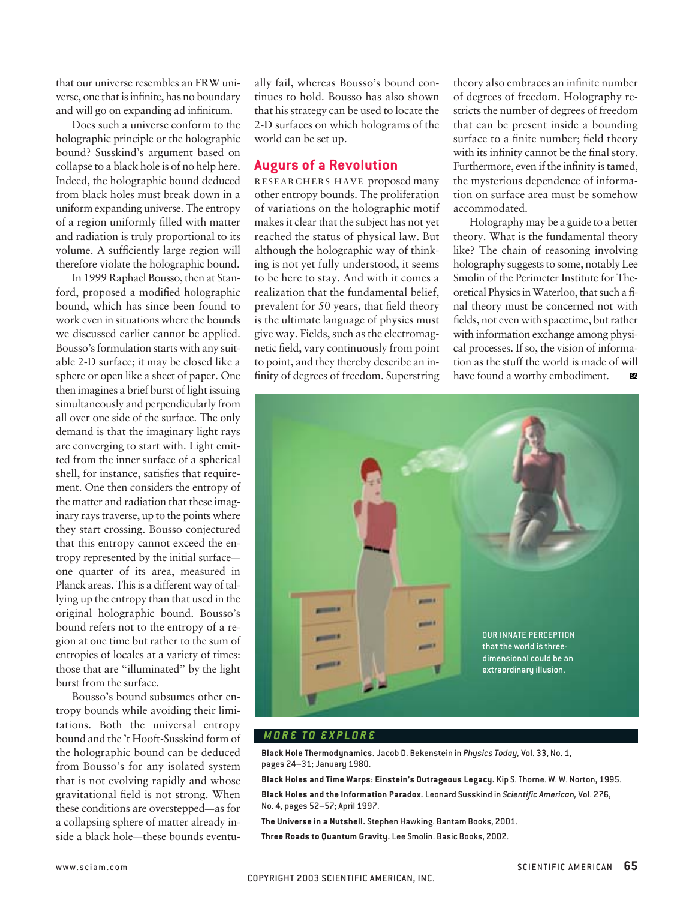that our universe resembles an FRW universe, one that is infinite, has no boundary and will go on expanding ad infinitum.

Does such a universe conform to the holographic principle or the holographic bound? Susskind's argument based on collapse to a black hole is of no help here. Indeed, the holographic bound deduced from black holes must break down in a uniform expanding universe. The entropy of a region uniformly filled with matter and radiation is truly proportional to its volume. A sufficiently large region will therefore violate the holographic bound.

In 1999 Raphael Bousso, then at Stanford, proposed a modified holographic bound, which has since been found to work even in situations where the bounds we discussed earlier cannot be applied. Bousso's formulation starts with any suitable 2-D surface; it may be closed like a sphere or open like a sheet of paper. One then imagines a brief burst of light issuing simultaneously and perpendicularly from all over one side of the surface. The only demand is that the imaginary light rays are converging to start with. Light emitted from the inner surface of a spherical shell, for instance, satisfies that requirement. One then considers the entropy of the matter and radiation that these imaginary rays traverse, up to the points where they start crossing. Bousso conjectured that this entropy cannot exceed the entropy represented by the initial surface—one quarter of its area, measured in Planck areas. This is a different way of tallying up the entropy than that used in the original holographic bound. Bousso's bound refers not to the entropy of a region at one time but rather to the sum of entropies of locales at a variety of times: those that are "illuminated" by the light burst from the surface.

Bousso's bound subsumes other entropy bounds while avoiding their limitations. Both the universal entropy bound and the 't Hooft-Susskind form of the holographic bound can be deduced from Bousso's for any isolated system that is not evolving rapidly and whose gravitational field is not strong. When these conditions are overstepped—as for a collapsing sphere of matter already inside a black hole—these bounds eventually fail, whereas Bousso's bound continues to hold. Bousso has also shown that his strategy can be used to locate the 2-D surfaces on which holograms of the world can be set up.

## Augurs of a Revolution

RESEARCHERS HAVE proposed many other entropy bounds. The proliferation of variations on the holographic motif makes it clear that the subject has not yet reached the status of physical law. But although the holographic way of thinking is not yet fully understood, it seems to be here to stay. And with it comes a realization that the fundamental belief, prevalent for 50 years, that field theory is the ultimate language of physics must give way. Fields, such as the electromagnetic field, vary continuously from point to point, and they thereby describe an infinity of degrees of freedom. Superstring theory also embraces an infinite number of degrees of freedom. Holography restricts the number of degrees of freedom that can be present inside a bounding surface to a finite number; field theory with its infinity cannot be the final story. Furthermore, even if the infinity is tamed, the mysterious dependence of information on surface area must be somehow accommodated.

Holography may be a guide to a better theory. What is the fundamental theory like? The chain of reasoning involving holography suggests to some, notably Lee Smolin of the Perimeter Institute for Theoretical Physics in Waterloo, that such a final theory must be concerned not with fields, not even with spacetime, but rather with information exchange among physical processes. If so, the vision of information as the stuff the world is made of will have found a worthy embodiment.

OUR INNATE PERCEPTION that the world is three-dimensional could be an extraordinary illusion.

## MORE TO EXPLORE

**Black Hole Thermodynamics.** Jacob D. Bekenstein in *Physics Today*, Vol. 33, No. 1, pages 24–31; January 1980.

**Black Holes and Time Warps: Einstein's Outrageous Legacy.** Kip S. Thorne. W. W. Norton, 1995.

**Black Holes and the Information Paradox.** Leonard Susskind in *Scientific American*, Vol. 276, No. 4, pages 52–57; April 1997.

**The Universe in a Nutshell.** Stephen Hawking. Bantam Books, 2001.

**Three Roads to Quantum Gravity.** Lee Smolin. Basic Books, 2002.